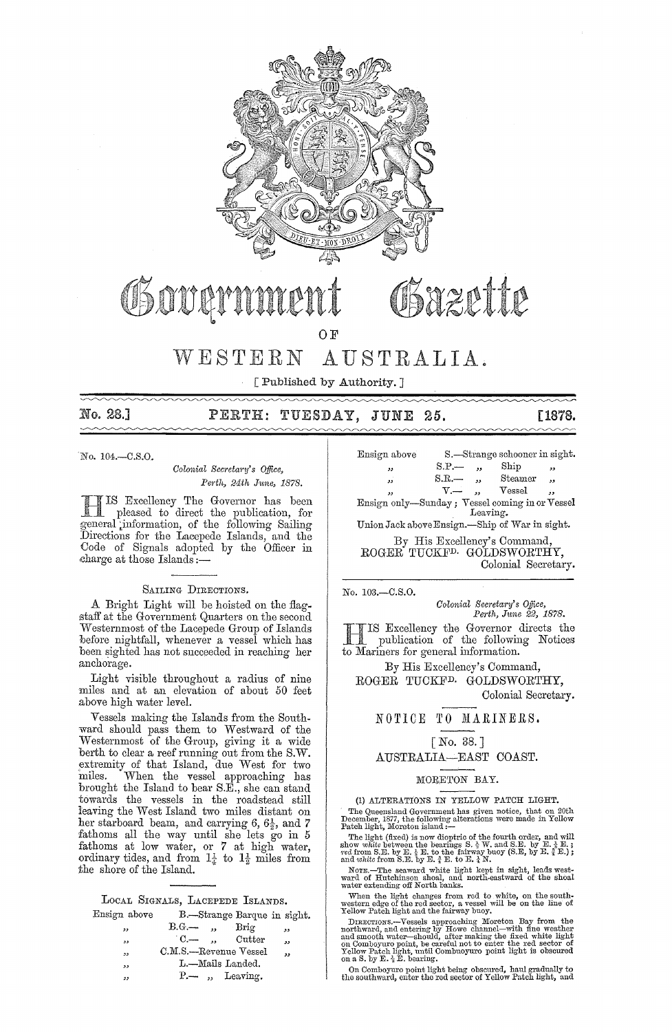# Government Gazette

OF

# WESTERN AUSTRALIA.

[ Published by Authority. ]

No. 28.] PERTH: TUESDAY, JUNE 25. [1878.

---

No. 104.—C.S.O.

*Colonial Secretary's Office,*
*Perth, 24th June, 1878.*

HIS Excellency The Governor has been pleased to direct the publication, for general information, of the following Sailing Directions for the Lacepede Islands, and the Code of Signals adopted by the Officer in charge at those Islands:—

SAILING DIRECTIONS.

A Bright Light will be hoisted on the flag-staff at the Government Quarters on the second Westernmost of the Lacepede Group of Islands before nightfall, whenever a vessel which has been sighted has not succeeded in reaching her anchorage.

Light visible throughout a radius of nine miles and at an elevation of about 50 feet above high water level.

Vessels making the Islands from the Southward should pass them to Westward of the Westernmost of the Group, giving it a wide berth to clear a reef running out from the S.W. extremity of that Island, due West for two miles. When the vessel approaching has brought the Island to bear S.E., she can stand towards the vessels in the roadstead still leaving the West Island two miles distant on her starboard beam, and carrying 6, 6½, and 7 fathoms all the way until she lets go in 5 fathoms at low water, or 7 at high water, ordinary tides, and from 1¼ to 1½ miles from the shore of the Island.

LOCAL SIGNALS, LACEPEDE ISLANDS.

Ensign above B.—Strange Barque in sight.
" B.G.— " Brig "
" C.— " Cutter "
" C.M.S.—Revenue Vessel "
" L.—Mails Landed.
" P.— " Leaving.

Ensign above S.—Strange schooner in sight.
" S.P.— " Ship "
" S.R.— " Steamer "
" V.— " Vessel "

Ensign only—Sunday; Vessel coming in or Vessel Leaving.

Union Jack above Ensign.—Ship of War in sight.

By His Excellency's Command,
ROGER TUCKFD. GOLDSWORTHY,
Colonial Secretary.

---

No. 103.—C.S.O.

*Colonial Secretary's Office,*
*Perth, June 22, 1878.*

HIS Excellency the Governor directs the publication of the following Notices to Mariners for general information.

By His Excellency's Command,
ROGER TUCKFD. GOLDSWORTHY,
Colonial Secretary.

## NOTICE TO MARINERS.

[ No. 38. ]

### AUSTRALIA—EAST COAST.

MORETON BAY.

(1) ALTERATIONS IN YELLOW PATCH LIGHT.

The Queensland Government has given notice, that on 20th December, 1877, the following alterations were made in Yellow Patch light, Moreton island:—

The light (fixed) is now dioptric of the fourth order, and will show *white* between the bearings S. ½ W. and S.E. by E. ¾ E.; *red* from S.E. by E. ¾ E. to the fairway buoy (S.E. by E. ¾ E.); and *white* from S.E. by E. ¾ E. to E. ¼ N.

NOTE.—The seaward white light kept in sight, leads westward of Hutchinson shoal, and north-eastward of the shoal water extending off North banks.

When the light changes from red to white, on the south-western edge of the red sector, a vessel will be on the line of Yellow Patch light and the fairway buoy.

DIRECTIONS.—Vessels approaching Moreton Bay from the northward, and entering by Howe channel—with fine weather and smooth water—should, after making the fixed white light on Comboyuro point, be careful not to enter the red sector of Yellow Patch light, until Comboyuro point light is obscured on a S. by E. ½ E. bearing.

On Comboyuro point light being obscured, haul gradually to the southward, enter the red sector of Yellow Patch light, and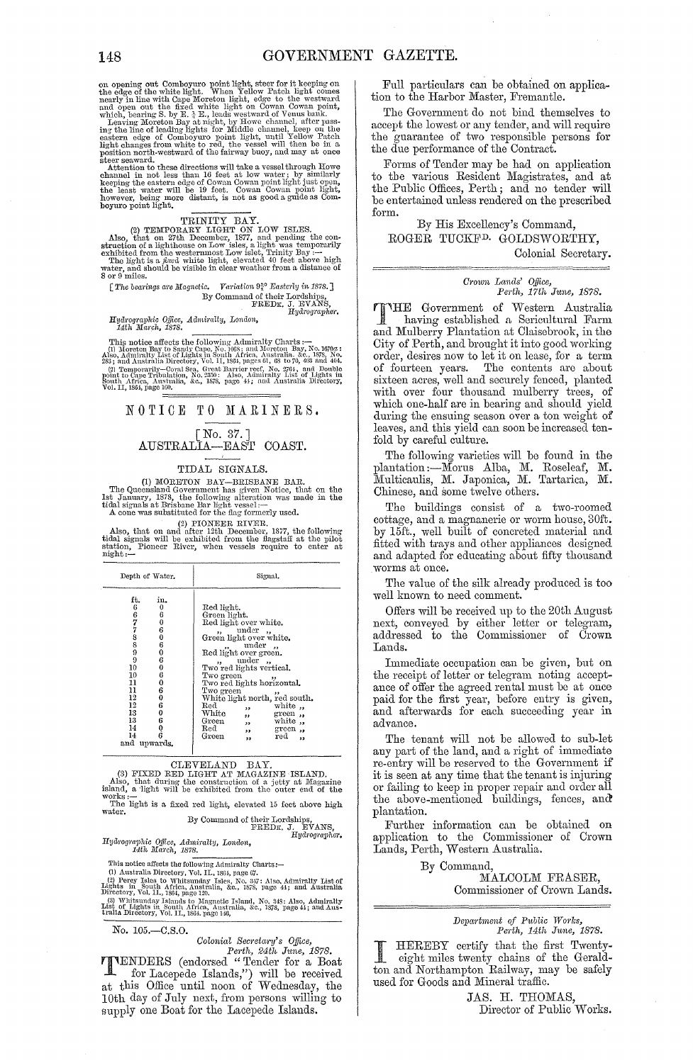on opening out Comboyuro point light, steer for it keeping on the edge of the white light. When Yellow Patch light comes nearly in line with Cape Moreton light, edge to the westward and open out the fixed white light on Cowan Cowan point, which, bearing S. by E. ¾ E., leads westward of Venus bank.

Leaving Moreton Bay at night, by Howe channel, after passing the line of leading lights for Middle channel, keep on the eastern edge of Comboyuro point light, until Yellow Patch light changes from white to red, the vessel will then be in a position north-westward of the fairway buoy, and may at once steer seaward.

Attention to these directions will take a vessel through Howe channel in not less than 16 feet at low water; by similarly keeping the eastern edge of Cowan Cowan point light just open, the least water will be 19 feet. Cowan Cowan point light, however, being more distant, is not as good a guide as Comboyuro point light.

### TRINITY BAY.

(2) TEMPORARY LIGHT ON LOW ISLES.

Also, that on 27th December, 1877, and pending the construction of a lighthouse on Low isles, a light was temporarily exhibited from the westernmost Low islet, Trinity Bay:—

The light is a *fixed* white light, elevated 40 feet above high water, and should be visible in clear weather from a distance of 8 or 9 miles.

[*The bearings are Magnetic. Variation 9⅓° Easterly in 1878.*]

By Command of their Lordships,
FREDK. J. EVANS,
*Hydrographer.*

*Hydrographic Office, Admiralty, London,*
*14th March, 1878.*

This notice affects the following Admiralty Charts:—
(1) Moreton Bay to Sandy Cape, No. 1068; and Moreton Bay, No. 1670a: Also, Admiralty List of Lights in South Africa, Australia, &c., 1878, No. 283; and Australia Directory, Vol. II, 1864, pages 61, 68 to 70, 403 and 404.
(2) Temporarily—Coral Sea, Great Barrier reef, No. 2764; and Double point to Cape Tribulation, No. 2350: Also, Admiralty List of Lights in South Africa, Australia, &c., 1878, page 41; and Australia Directory, Vol. II, 1864, page 100.

## NOTICE TO MARINERS.

### [No. 37.]
### AUSTRALIA—EAST COAST.

#### TIDAL SIGNALS.

(1) MORETON BAY—BRISBANE BAR.

The Queensland Government has given Notice, that on the 1st January, 1878, the following alteration was made in the tidal signals at Brisbane Bar light vessel:—

A cone was substituted for the flag formerly used.

(2) PIONEER RIVER.

Also, that on and after 12th December, 1877, the following tidal signals will be exhibited from the flagstaff at the pilot station, Pioneer River, when vessels require to enter at night:—

| Depth of Water. ft. | in. | Signal. |
|---|---|---|
| 6 | 0 | Red light. |
| 6 | 6 | Green light. |
| 7 | 0 | Red light over white. |
| 7 | 6 | " under " |
| 8 | 0 | Green light over white. |
| 8 | 6 | " under " |
| 9 | 0 | Red light over green. |
| 9 | 6 | " under " |
| 10 | 0 | Two red lights vertical. |
| 10 | 6 | Two green " |
| 11 | 0 | Two red lights horizontal. |
| 11 | 6 | Two green " |
| 12 | 0 | White light north, red south. |
| 12 | 6 | Red " white " |
| 13 | 0 | White " green " |
| 13 | 6 | Green " white " |
| 14 | 0 | Red " green " |
| 14 | 6 and upwards. | Green " red " |

#### CLEVELAND BAY.

(3) FIXED RED LIGHT AT MAGAZINE ISLAND.

Also, that during the construction of a jetty at Magazine island, a light will be exhibited from the outer end of the works:—

The light is a fixed red light, elevated 15 feet above high water.

By Command of their Lordships,
FREDK. J. EVANS,
*Hydrographer.*

*Hydrographic Office, Admiralty, London,*
*14th March, 1878.*

This notice affects the following Admiralty Charts:—
(1) Australia Directory, Vol. II., 1864, page 67.
(2) Percy Isles to Whitsunday Isles, No. 347: Also, Admiralty List of Lights in South Africa, Australia, &c., 1878, page 41; and Australia Directory, Vol. II., 1864, page 120.
(3) Whitsunday Islands to Magnetic Island, No. 348: Also, Admiralty List of Lights in South Africa, Australia, &c., 1878, page 41; and Australia Directory, Vol. II., 1864, page 140.

---

No. 105.—C.S.O.

*Colonial Secretary's Office,*
*Perth, 24th June, 1878.*

TENDERS (endorsed "Tender for a Boat for Lacepede Islands,") will be received at this Office until noon of Wednesday, the 10th day of July next, from persons willing to supply one Boat for the Lacepede Islands.

Full particulars can be obtained on application to the Harbor Master, Fremantle.

The Government do not bind themselves to accept the lowest or any tender, and will require the guarantee of two responsible persons for the due performance of the Contract.

Forms of Tender may be had on application to the various Resident Magistrates, and at the Public Offices, Perth; and no tender will be entertained unless rendered on the prescribed form.

By His Excellency's Command,
ROGER TUCKFD. GOLDSWORTHY,
Colonial Secretary.

---

*Crown Lands' Office,*
*Perth, 17th June, 1878.*

THE Government of Western Australia having established a Sericultural Farm and Mulberry Plantation at Claisebrook, in the City of Perth, and brought it into good working order, desires now to let it on lease, for a term of fourteen years. The contents are about sixteen acres, well and securely fenced, planted with over four thousand mulberry trees, of which one-half are in bearing and should yield during the ensuing season over a ton weight of leaves, and this yield can soon be increased tenfold by careful culture.

The following varieties will be found in the plantation:—Morus Alba, M. Roseleaf, M. Multicaulis, M. Japonica, M. Tartarica, M. Chinese, and some twelve others.

The buildings consist of a two-roomed cottage, and a magnanerie or worm house, 30ft. by 15ft., well built of concreted material and fitted with trays and other appliances designed and adapted for educating about fifty thousand worms at once.

The value of the silk already produced is too well known to need comment.

Offers will be received up to the 20th August next, conveyed by either letter or telegram, addressed to the Commissioner of Crown Lands.

Immediate occupation can be given, but on the receipt of letter or telegram noting acceptance of offer the agreed rental must be at once paid for the first year, before entry is given, and afterwards for each succeeding year in advance.

The tenant will not be allowed to sub-let any part of the land, and a right of immediate re-entry will be reserved to the Government if it is seen at any time that the tenant is injuring or failing to keep in proper repair and order all the above-mentioned buildings, fences, and plantation.

Further information can be obtained on application to the Commissioner of Crown Lands, Perth, Western Australia.

By Command,
MALCOLM FRASER,
Commissioner of Crown Lands.

---

*Department of Public Works,*
*Perth, 14th June, 1878.*

I HEREBY certify that the first Twenty-eight miles twenty chains of the Geraldton and Northampton Railway, may be safely used for Goods and Mineral traffic.

JAS. H. THOMAS,
Director of Public Works.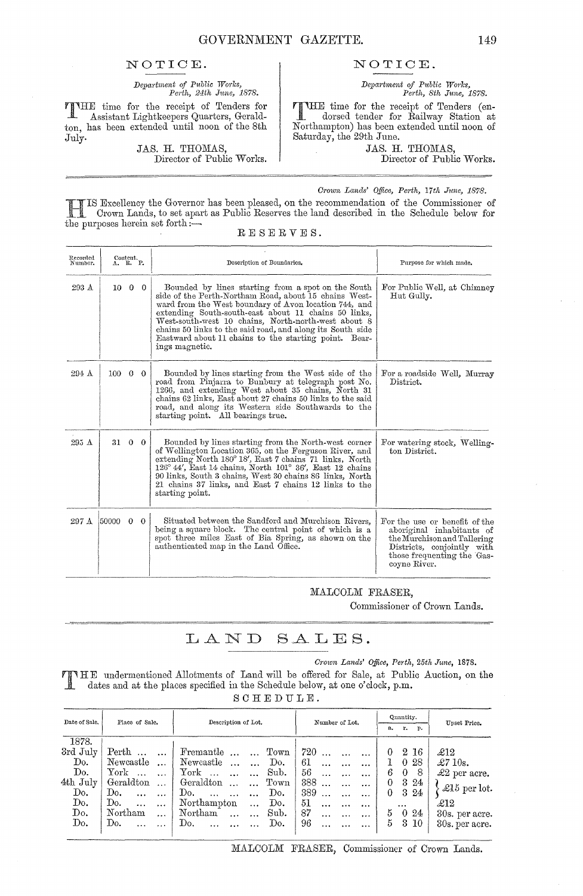## NOTICE.

*Department of Public Works,*
*Perth, 24th June, 1878.*

THE time for the receipt of Tenders for Assistant Lightkeepers Quarters, Geraldton, has been extended until noon of the 8th July.

JAS. H. THOMAS,
Director of Public Works.

## NOTICE.

*Department of Public Works,*
*Perth, 8th June, 1878.*

THE time for the receipt of Tenders (endorsed tender for Railway Station at Northampton) has been extended until noon of Saturday, the 29th June.

JAS. H. THOMAS,
Director of Public Works.

---

*Crown Lands' Office, Perth, 17th June, 1878.*

HIS Excellency the Governor has been pleased, on the recommendation of the Commissioner of Crown Lands, to set apart as Public Reserves the land described in the Schedule below for the purposes herein set forth:—

### RESERVES.

| Recorded Number. | Content. A. R. P. | Description of Boundaries. | Purpose for which made. |
|---|---|---|---|
| 293 A | 10 0 0 | Bounded by lines starting from a spot on the South side of the Perth-Northam Road, about 15 chains Westward from the West boundary of Avon location 744, and extending South-south-east about 11 chains 50 links, West-south-west 10 chains, North-north-west about 8 chains 50 links to the said road, and along its South side Eastward about 11 chains to the starting point. Bearings magnetic. | For Public Well, at Chimney Hut Gully. |
| 294 A | 100 0 0 | Bounded by lines starting from the West side of the road from Pinjarra to Bunbury at telegraph post No. 1266, and extending West about 35 chains, North 31 chains 62 links, East about 27 chains 50 links to the said road, and along its Western side Southwards to the starting point. All bearings true. | For a roadside Well, Murray District. |
| 295 A | 31 0 0 | Bounded by lines starting from the North-west corner of Wellington Location 365, on the Ferguson River, and extending North 180° 18′, East 7 chains 71 links, North 126° 44′, East 14 chains, North 101° 36′, East 12 chains 90 links, South 3 chains, West 30 chains 86 links, North 21 chains 37 links, and East 7 chains 12 links to the starting point. | For watering stock, Wellington District. |
| 297 A | 50000 0 0 | Situated between the Sandford and Murchison Rivers, being a square block. The central point of which is a spot three miles East of Bia Spring, as shown on the authenticated map in the Land Office. | For the use or benefit of the aboriginal inhabitants of the Murchison and Tallering Districts, conjointly with those frequenting the Gascoyne River. |

MALCOLM FRASER,
Commissioner of Crown Lands.

---

## LAND SALES.

*Crown Lands' Office, Perth, 25th June, 1878.*

THE undermentioned Allotments of Land will be offered for Sale, at Public Auction, on the dates and at the places specified in the Schedule below, at one o'clock, p.m.

### SCHEDULE.

| Date of Sale. | Place of Sale. | Description of Lot. | | Number of Lot. | Quantity. a. r. p. | Upset Price. |
|---|---|---|---|---|---|---|
| 1878. | | | | | | |
| 3rd July | Perth | Fremantle | Town | 720 | 0 2 16 | £12 |
| Do. | Newcastle | Newcastle | Do. | 61 | 1 0 28 | £7 10s. |
| Do. | York | York | Sub. | 56 | 6 0 8 | £2 per acre. |
| 4th July | Geraldton | Geraldton | Town | 388 | 0 3 24 | £15 per lot. |
| Do. | Do. | Do. | Do. | 389 | 0 3 24 | £15 per lot. |
| Do. | Do. | Northampton | Do. | 51 | ... | £12 |
| Do. | Northam | Northam | Sub. | 87 | 5 0 24 | 30s. per acre. |
| Do. | Do. | Do. | Do. | 96 | 5 3 10 | 30s. per acre. |

MALCOLM FRASER, Commissioner of Crown Lands.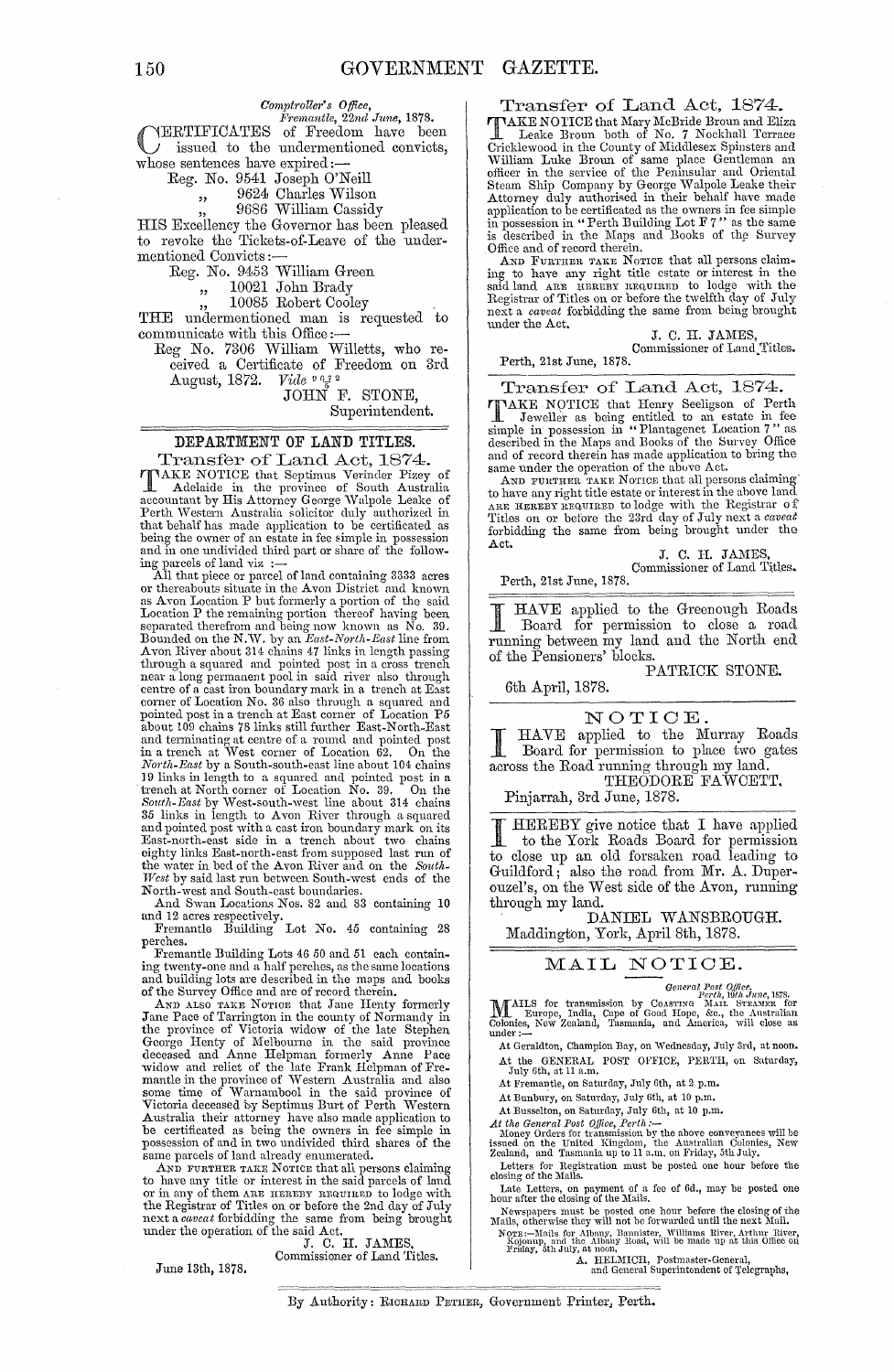*Comptroller's Office,*
*Fremantle, 22nd June, 1878.*

CERTIFICATES of Freedom have been issued to the undermentioned convicts, whose sentences have expired:—

Reg. No. 9541 Joseph O'Neill
,, 9624 Charles Wilson
,, 9686 William Cassidy

HIS Excellency the Governor has been pleased to revoke the Tickets-of-Leave of the undermentioned Convicts:—

Reg. No. 9453 William Green
,, 10021 John Brady
,, 10085 Robert Cooley

THE undermentioned man is requested to communicate with this Office:—

Reg No. 7306 William Willetts, who received a Certificate of Freedom on 3rd August, 1872. *Vide* 2 6 2 / 5 2

JOHN F. STONE,
Superintendent.

## DEPARTMENT OF LAND TITLES.

### Transfer of Land Act, 1874.

TAKE NOTICE that Septimus Verinder Pizey of Adelaide in the province of South Australia accountant by His Attorney George Walpole Leake of Perth Western Australia solicitor duly authorized in that behalf has made application to be certificated as being the owner of an estate in fee simple in possession and in one undivided third part or share of the following parcels of land viz:—

All that piece or parcel of land containing 3333 acres or thereabouts situate in the Avon District and known as Avon Location P but formerly a portion of the said Location P the remaining portion thereof having been separated therefrom and being now known as No. 39. Bounded on the N.W. by an *East-North-East* line from Avon River about 314 chains 47 links in length passing through a squared and pointed post in a cross trench near a long permanent pool in said river also through centre of a cast iron boundary mark in a trench at East corner of Location No. 36 also through a squared and pointed post in a trench at East corner of Location P5 about 109 chains 78 links still further East-North-East and terminating at centre of a round and pointed post in a trench at West corner of Location 62. On the *North-East* by a South-south-east line about 104 chains 19 links in length to a squared and pointed post in a trench at North corner of Location No. 39. On the *South-East* by West-south-west line about 314 chains 35 links in length to Avon River through a squared and pointed post with a cast iron boundary mark on its East-north-east side in a trench about two chains eighty links East-north-east from supposed last run of the water in bed of the Avon River and on the *South-West* by said last run between South-west ends of the North-west and South-east boundaries.

And Swan Locations Nos. 82 and 83 containing 10 and 12 acres respectively.

Fremantle Building Lot No. 45 containing 28 perches.

Fremantle Building Lots 46 50 and 51 each containing twenty-one and a half perches, as the same locations and building lots are described in the maps and books of the Survey Office and are of record therein.

AND ALSO TAKE NOTICE that Jane Henty formerly Jane Pace of Tarrington in the county of Normandy in the province of Victoria widow of the late Stephen George Henty of Melbourne in the said province deceased and Anne Helpman formerly Anne Pace widow and relict of the late Frank Helpman of Fremantle in the province of Western Australia and also some time of Warrnambool in the said province of Victoria deceased by Septimus Burt of Perth Western Australia their attorney have also made application to be certificated as being the owners in fee simple in possession of and in two undivided third shares of the same parcels of land already enumerated.

AND FURTHER TAKE NOTICE that all persons claiming to have any title or interest in the said parcels of land or in any of them ARE HEREBY REQUIRED to lodge with the Registrar of Titles on or before the 2nd day of July next a *caveat* forbidding the same from being brought under the operation of the said Act.

J. C. H. JAMES,
Commissioner of Land Titles.

June 13th, 1878.

### Transfer of Land Act, 1874.

TAKE NOTICE that Mary McBride Broun and Eliza Leake Broun both of No. 7 Nockhall Terrace Cricklewood in the County of Middlesex Spinsters and William Luke Broun of same place Gentleman an officer in the service of the Peninsular and Oriental Steam Ship Company by George Walpole Leake their Attorney duly authorised in their behalf have made application to be certificated as the owners in fee simple in possession in "Perth Building Lot F 7" as the same is described in the Maps and Books of the Survey Office and of record therein.

AND FURTHER TAKE NOTICE that all persons claiming to have any right title estate or interest in the said land ARE HEREBY REQUIRED to lodge with the Registrar of Titles on or before the twelfth day of July next a *caveat* forbidding the same from being brought under the Act.

J. C. H. JAMES,
Commissioner of Land Titles.

Perth, 21st June, 1878.

### Transfer of Land Act, 1874.

TAKE NOTICE that Henry Seeligson of Perth Jeweller as being entitled to an estate in fee simple in possession in "Plantagenet Location 7" as described in the Maps and Books of the Survey Office and of record therein has made application to bring the same under the operation of the above Act.

AND FURTHER TAKE NOTICE that all persons claiming to have any right title estate or interest in the above land ARE HEREBY REQUIRED to lodge with the Registrar of Titles on or before the 23rd day of July next a *caveat* forbidding the same from being brought under the Act.

J. C. H. JAMES,
Commissioner of Land Titles.

Perth, 21st June, 1878.

I HAVE applied to the Greenough Roads Board for permission to close a road running between my land and the North end of the Pensioners' blocks.

PATRICK STONE.

6th April, 1878.

## NOTICE.

I HAVE applied to the Murray Roads Board for permission to place two gates across the Road running through my land.

THEODORE FAWCETT.

Pinjarrah, 3rd June, 1878.

I HEREBY give notice that I have applied to the York Roads Board for permission to close up an old forsaken road leading to Guildford; also the road from Mr. A. Duperouzel's, on the West side of the Avon, running through my land.

DANIEL WANSBROUGH.

Maddington, York, April 8th, 1878.

## MAIL NOTICE.

*General Post Office,*
*Perth, 19th June, 1878.*

MAILS for transmission by COASTING MAIL STEAMER for Europe, India, Cape of Good Hope, &c., the Australian Colonies, New Zealand, Tasmania, and America, will close as under:—

At Geraldton, Champion Bay, on Wednesday, July 3rd, at noon.

At the GENERAL POST OFFICE, PERTH, on Saturday, July 6th, at 11 a.m.

At Fremantle, on Saturday, July 6th, at 2 p.m.

At Bunbury, on Saturday, July 6th, at 10 p.m.

At Busselton, on Saturday, July 6th, at 10 p.m.

*At the General Post Office, Perth:—*

Money Orders for transmission by the above conveyances will be issued on the United Kingdom, the Australian Colonies, New Zealand, and Tasmania up to 11 a.m. on Friday, 5th July.

Letters for Registration must be posted one hour before the closing of the Mails.

Late Letters, on payment of a fee of 6d., may be posted one hour after the closing of the Mails.

Newspapers must be posted one hour before the closing of the Mails, otherwise they will not be forwarded until the next Mail.

NOTE:—Mails for Albany, Bannister, Williams River, Arthur River, Kojonup, and the Albany Road, will be made up at this Office on Friday, 5th July, at noon.

A. HELMICH, Postmaster-General,
and General Superintendent of Telegraphs.

By Authority: RICHARD PETHER, Government Printer, Perth.